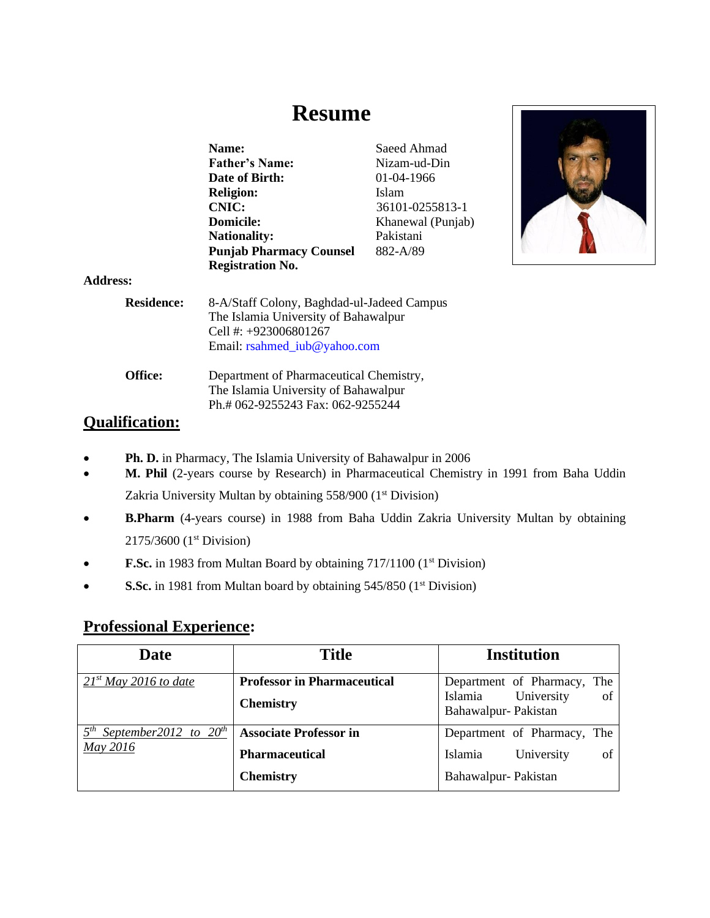# Resume

| | |
|---|---|
| **Name:** | Saeed Ahmad |
| **Father's Name:** | Nizam-ud-Din |
| **Date of Birth:** | 01-04-1966 |
| **Religion:** | Islam |
| **CNIC:** | 36101-0255813-1 |
| **Domicile:** | Khanewal (Punjab) |
| **Nationality:** | Pakistani |
| **Punjab Pharmacy Counsel Registration No.** | 882-A/89 |

**Address:**

**Residence:** 8-A/Staff Colony, Baghdad-ul-Jadeed Campus
The Islamia University of Bahawalpur
Cell #: +923006801267
Email: rsahmed_iub@yahoo.com

**Office:** Department of Pharmaceutical Chemistry,
The Islamia University of Bahawalpur
Ph.# 062-9255243 Fax: 062-9255244

## Qualification:

- **Ph. D.** in Pharmacy, The Islamia University of Bahawalpur in 2006
- **M. Phil** (2-years course by Research) in Pharmaceutical Chemistry in 1991 from Baha Uddin Zakria University Multan by obtaining 558/900 (1st Division)
- **B.Pharm** (4-years course) in 1988 from Baha Uddin Zakria University Multan by obtaining 2175/3600 (1st Division)
- **F.Sc.** in 1983 from Multan Board by obtaining 717/1100 (1st Division)
- **S.Sc.** in 1981 from Multan board by obtaining 545/850 (1st Division)

## Professional Experience:

| Date | Title | Institution |
|---|---|---|
| 21st May 2016 to date | **Professor in Pharmaceutical Chemistry** | Department of Pharmacy, The Islamia University of Bahawalpur- Pakistan |
| 5th September2012 to 20th May 2016 | **Associate Professor in Pharmaceutical Chemistry** | Department of Pharmacy, The Islamia University of Bahawalpur- Pakistan |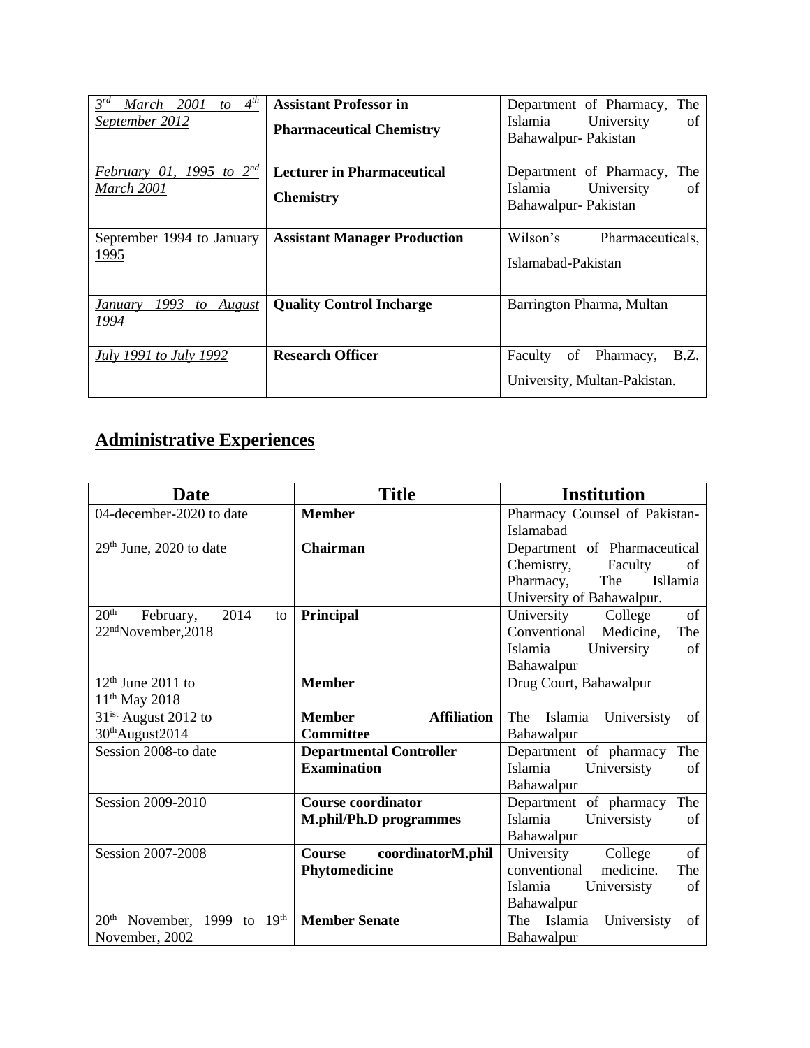| | | |
|---|---|---|
| 3rd March 2001 to 4th September 2012 | **Assistant Professor in Pharmaceutical Chemistry** | Department of Pharmacy, The Islamia University of Bahawalpur- Pakistan |
| February 01, 1995 to 2nd March 2001 | **Lecturer in Pharmaceutical Chemistry** | Department of Pharmacy, The Islamia University of Bahawalpur- Pakistan |
| September 1994 to January 1995 | **Assistant Manager Production** | Wilson's Pharmaceuticals, Islamabad-Pakistan |
| January 1993 to August 1994 | **Quality Control Incharge** | Barrington Pharma, Multan |
| July 1991 to July 1992 | **Research Officer** | Faculty of Pharmacy, B.Z. University, Multan-Pakistan. |

## Administrative Experiences

| Date | Title | Institution |
|---|---|---|
| 04-december-2020 to date | **Member** | Pharmacy Counsel of Pakistan-Islamabad |
| 29th June, 2020 to date | **Chairman** | Department of Pharmaceutical Chemistry, Faculty of Pharmacy, The Isllamia University of Bahawalpur. |
| 20th February, 2014 to 22ndNovember,2018 | **Principal** | University College of Conventional Medicine, The Islamia University of Bahawalpur |
| 12th June 2011 to 11th May 2018 | **Member** | Drug Court, Bahawalpur |
| 31ist August 2012 to 30thAugust2014 | **Member Affiliation Committee** | The Islamia Universisty of Bahawalpur |
| Session 2008-to date | **Departmental Controller Examination** | Department of pharmacy The Islamia Universisty of Bahawalpur |
| Session 2009-2010 | **Course coordinator M.phil/Ph.D programmes** | Department of pharmacy The Islamia Universisty of Bahawalpur |
| Session 2007-2008 | **Course coordinatorM.phil Phytomedicine** | University College of conventional medicine. The Islamia Universisty of Bahawalpur |
| 20th November, 1999 to 19th November, 2002 | **Member Senate** | The Islamia Universisty of Bahawalpur |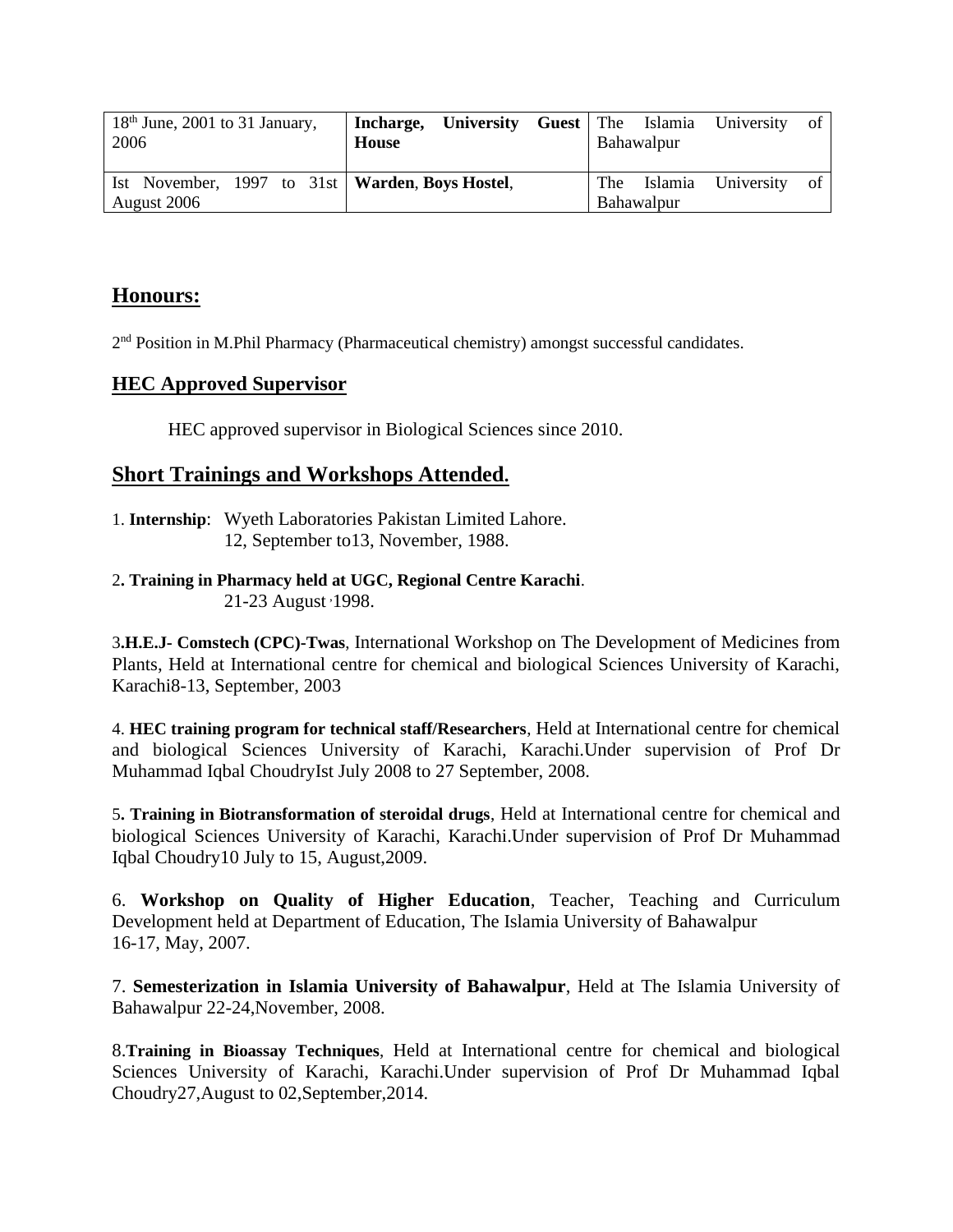| 18th June, 2001 to 31 January, 2006 | **Incharge, University Guest House** | The Islamia University of Bahawalpur |
|---|---|---|
| Ist November, 1997 to 31st August 2006 | **Warden**, **Boys Hostel**, | The Islamia University of Bahawalpur |

## Honours:

2nd Position in M.Phil Pharmacy (Pharmaceutical chemistry) amongst successful candidates.

## HEC Approved Supervisor

HEC approved supervisor in Biological Sciences since 2010.

## Short Trainings and Workshops Attended.

1. **Internship**: Wyeth Laboratories Pakistan Limited Lahore.
   12, September to13, November, 1988.

2**. Training in Pharmacy held at UGC, Regional Centre Karachi**.
   21-23 August ,1998.

3**.H.E.J- Comstech (CPC)-Twas**, International Workshop on The Development of Medicines from Plants, Held at International centre for chemical and biological Sciences University of Karachi, Karachi8-13, September, 2003

4. **HEC training program for technical staff/Researchers**, Held at International centre for chemical and biological Sciences University of Karachi, Karachi.Under supervision of Prof Dr Muhammad Iqbal ChoudryIst July 2008 to 27 September, 2008.

5**. Training in Biotransformation of steroidal drugs**, Held at International centre for chemical and biological Sciences University of Karachi, Karachi.Under supervision of Prof Dr Muhammad Iqbal Choudry10 July to 15, August,2009.

6. **Workshop on Quality of Higher Education**, Teacher, Teaching and Curriculum Development held at Department of Education, The Islamia University of Bahawalpur
16-17, May, 2007.

7. **Semesterization in Islamia University of Bahawalpur**, Held at The Islamia University of Bahawalpur 22-24,November, 2008.

8.**Training in Bioassay Techniques**, Held at International centre for chemical and biological Sciences University of Karachi, Karachi.Under supervision of Prof Dr Muhammad Iqbal Choudry27,August to 02,September,2014.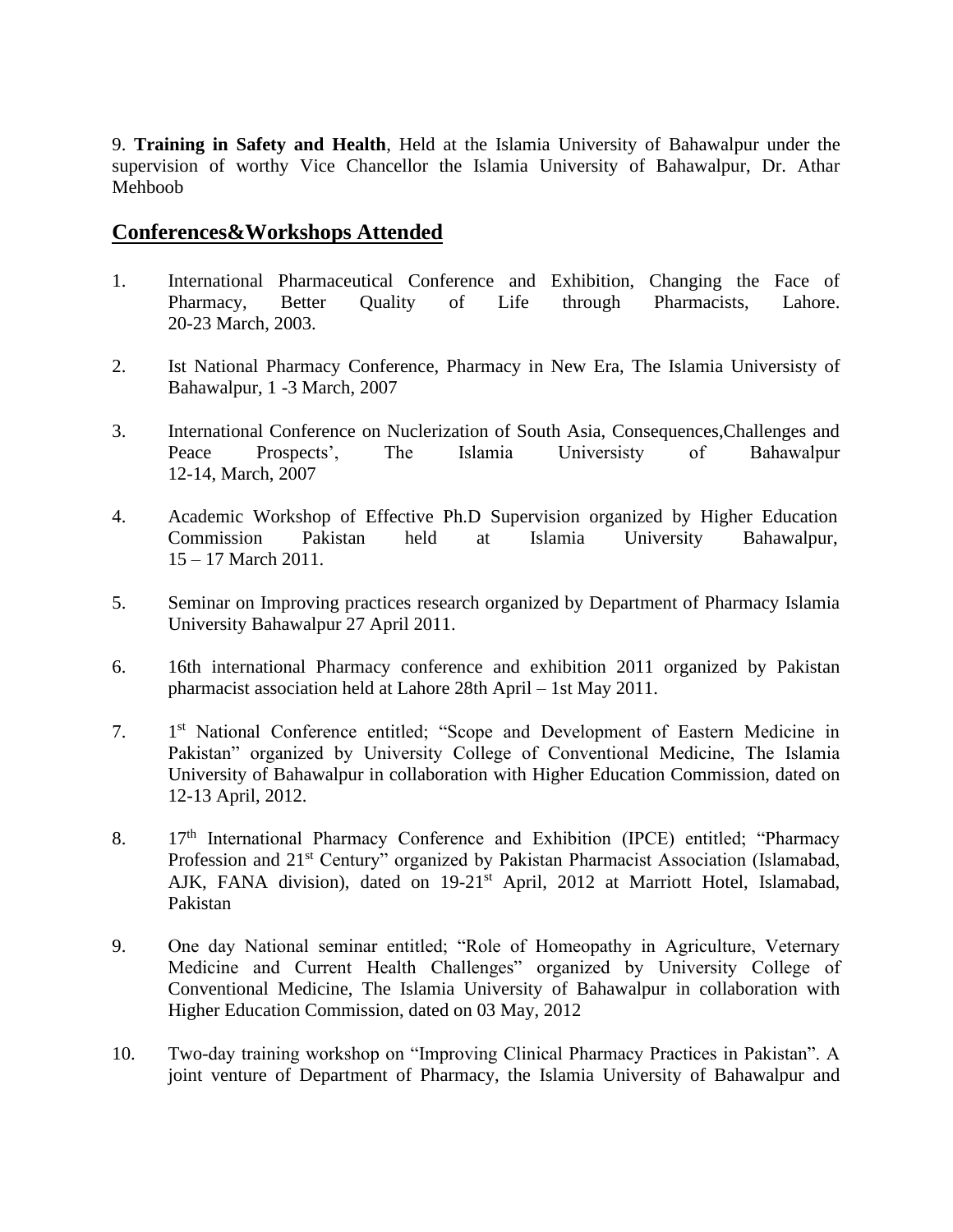9. **Training in Safety and Health**, Held at the Islamia University of Bahawalpur under the supervision of worthy Vice Chancellor the Islamia University of Bahawalpur, Dr. Athar Mehboob

## Conferences&Workshops Attended

1. International Pharmaceutical Conference and Exhibition, Changing the Face of Pharmacy, Better Quality of Life through Pharmacists, Lahore. 20-23 March, 2003.

2. Ist National Pharmacy Conference, Pharmacy in New Era, The Islamia Universisty of Bahawalpur, 1 -3 March, 2007

3. International Conference on Nuclerization of South Asia, Consequences,Challenges and Peace Prospects', The Islamia Universisty of Bahawalpur 12-14, March, 2007

4. Academic Workshop of Effective Ph.D Supervision organized by Higher Education Commission Pakistan held at Islamia University Bahawalpur, 15 – 17 March 2011.

5. Seminar on Improving practices research organized by Department of Pharmacy Islamia University Bahawalpur 27 April 2011.

6. 16th international Pharmacy conference and exhibition 2011 organized by Pakistan pharmacist association held at Lahore 28th April – 1st May 2011.

7. 1st National Conference entitled; "Scope and Development of Eastern Medicine in Pakistan" organized by University College of Conventional Medicine, The Islamia University of Bahawalpur in collaboration with Higher Education Commission, dated on 12-13 April, 2012.

8. 17th International Pharmacy Conference and Exhibition (IPCE) entitled; "Pharmacy Profession and 21st Century" organized by Pakistan Pharmacist Association (Islamabad, AJK, FANA division), dated on 19-21st April, 2012 at Marriott Hotel, Islamabad, Pakistan

9. One day National seminar entitled; "Role of Homeopathy in Agriculture, Veternary Medicine and Current Health Challenges" organized by University College of Conventional Medicine, The Islamia University of Bahawalpur in collaboration with Higher Education Commission, dated on 03 May, 2012

10. Two-day training workshop on "Improving Clinical Pharmacy Practices in Pakistan". A joint venture of Department of Pharmacy, the Islamia University of Bahawalpur and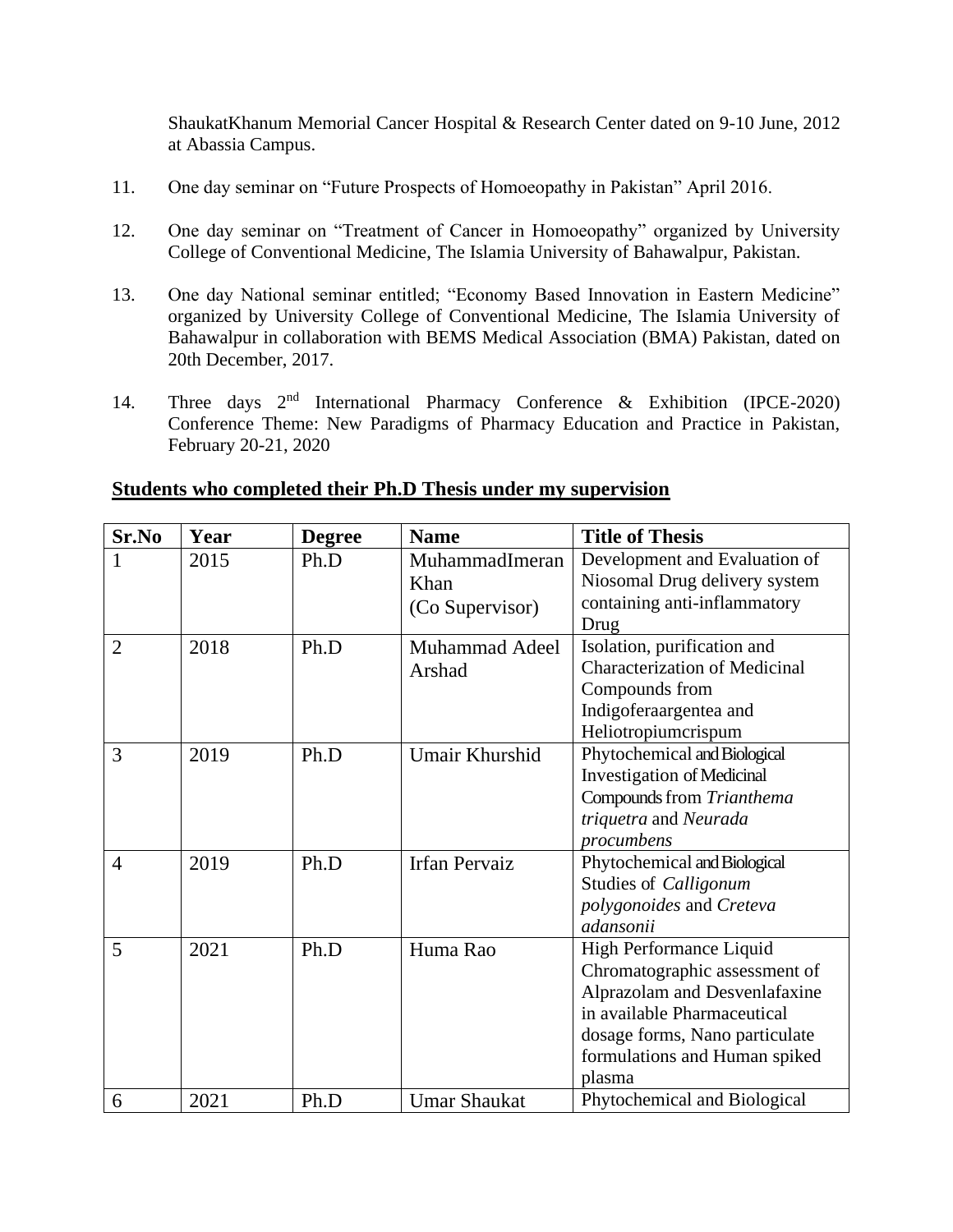ShaukatKhanum Memorial Cancer Hospital & Research Center dated on 9-10 June, 2012 at Abassia Campus.

11. One day seminar on "Future Prospects of Homoeopathy in Pakistan" April 2016.

12. One day seminar on "Treatment of Cancer in Homoeopathy" organized by University College of Conventional Medicine, The Islamia University of Bahawalpur, Pakistan.

13. One day National seminar entitled; "Economy Based Innovation in Eastern Medicine" organized by University College of Conventional Medicine, The Islamia University of Bahawalpur in collaboration with BEMS Medical Association (BMA) Pakistan, dated on 20th December, 2017.

14. Three days 2nd International Pharmacy Conference & Exhibition (IPCE-2020) Conference Theme: New Paradigms of Pharmacy Education and Practice in Pakistan, February 20-21, 2020

## **Students who completed their Ph.D Thesis under my supervision**

| Sr.No | Year | Degree | Name | Title of Thesis |
|---|---|---|---|---|
| 1 | 2015 | Ph.D | MuhammadImeran Khan (Co Supervisor) | Development and Evaluation of Niosomal Drug delivery system containing anti-inflammatory Drug |
| 2 | 2018 | Ph.D | Muhammad Adeel Arshad | Isolation, purification and Characterization of Medicinal Compounds from Indigoferaargentea and Heliotropiumcrispum |
| 3 | 2019 | Ph.D | Umair Khurshid | Phytochemical and Biological Investigation of Medicinal Compounds from *Trianthema triquetra* and *Neurada procumbens* |
| 4 | 2019 | Ph.D | Irfan Pervaiz | Phytochemical and Biological Studies of *Calligonum polygonoides* and *Creteva adansonii* |
| 5 | 2021 | Ph.D | Huma Rao | High Performance Liquid Chromatographic assessment of Alprazolam and Desvenlafaxine in available Pharmaceutical dosage forms, Nano particulate formulations and Human spiked plasma |
| 6 | 2021 | Ph.D | Umar Shaukat | Phytochemical and Biological |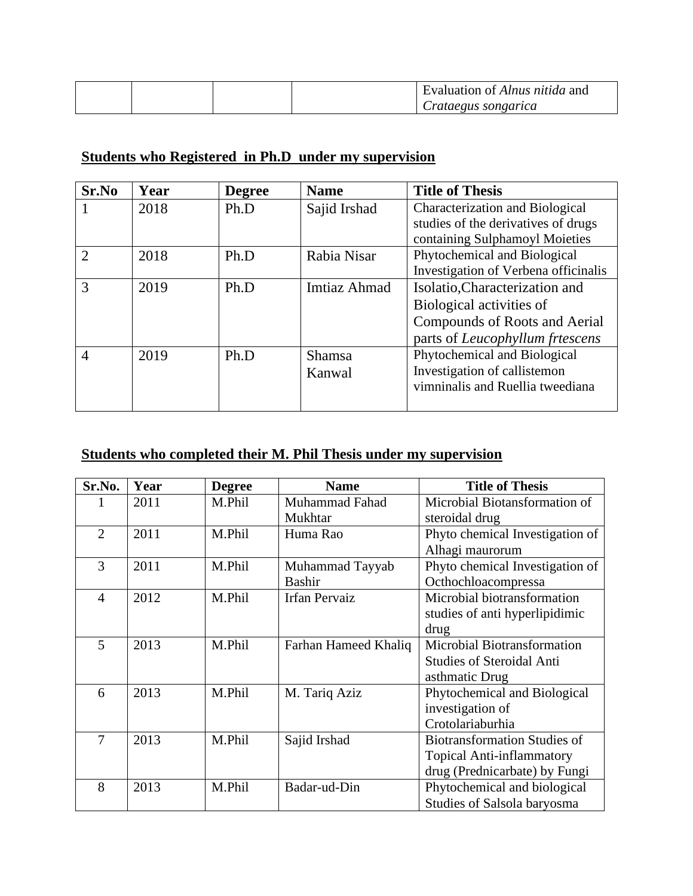| | | | | Evaluation of *Alnus nitida* and *Crataegus songarica* |
|---|---|---|---|---|

**Students who Registered in Ph.D under my supervision**

| Sr.No | Year | Degree | Name | Title of Thesis |
|---|---|---|---|---|
| 1 | 2018 | Ph.D | Sajid Irshad | Characterization and Biological studies of the derivatives of drugs containing Sulphamoyl Moieties |
| 2 | 2018 | Ph.D | Rabia Nisar | Phytochemical and Biological Investigation of Verbena officinalis |
| 3 | 2019 | Ph.D | Imtiaz Ahmad | Isolatio,Characterization and Biological activities of Compounds of Roots and Aerial parts of *Leucophyllum frtescens* |
| 4 | 2019 | Ph.D | Shamsa Kanwal | Phytochemical and Biological Investigation of callistemon vimninalis and Ruellia tweediana |

**Students who completed their M. Phil Thesis under my supervision**

| Sr.No. | Year | Degree | Name | Title of Thesis |
|---|---|---|---|---|
| 1 | 2011 | M.Phil | Muhammad Fahad Mukhtar | Microbial Biotansformation of steroidal drug |
| 2 | 2011 | M.Phil | Huma Rao | Phyto chemical Investigation of Alhagi maurorum |
| 3 | 2011 | M.Phil | Muhammad Tayyab Bashir | Phyto chemical Investigation of Octhochloacompressa |
| 4 | 2012 | M.Phil | Irfan Pervaiz | Microbial biotransformation studies of anti hyperlipidimic drug |
| 5 | 2013 | M.Phil | Farhan Hameed Khaliq | Microbial Biotransformation Studies of Steroidal Anti asthmatic Drug |
| 6 | 2013 | M.Phil | M. Tariq Aziz | Phytochemical and Biological investigation of Crotolariaburhia |
| 7 | 2013 | M.Phil | Sajid Irshad | Biotransformation Studies of Topical Anti-inflammatory drug (Prednicarbate) by Fungi |
| 8 | 2013 | M.Phil | Badar-ud-Din | Phytochemical and biological Studies of Salsola baryosma |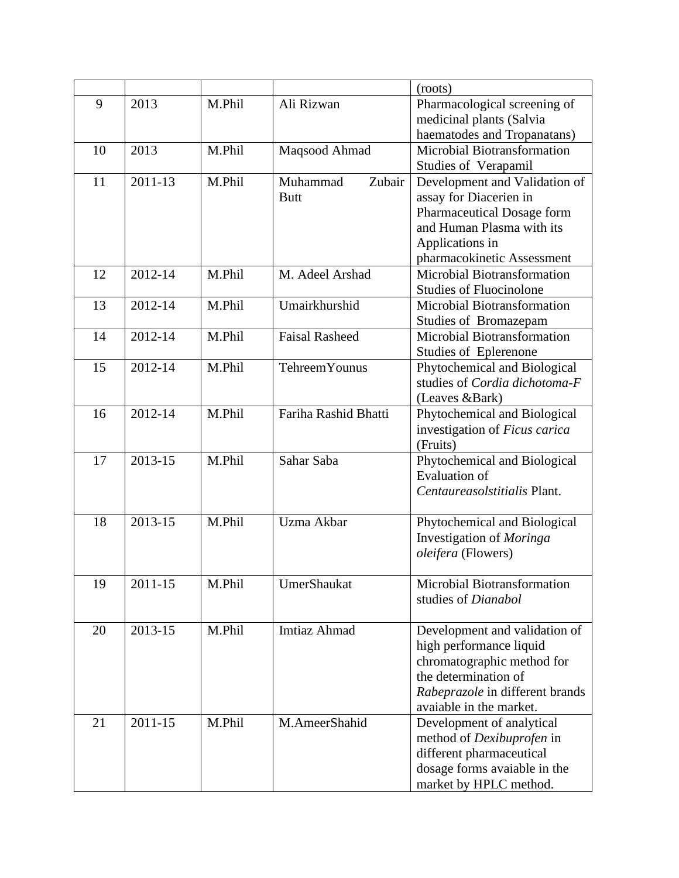| | | | | (roots) |
|---|---|---|---|---|
| 9 | 2013 | M.Phil | Ali Rizwan | Pharmacological screening of medicinal plants (Salvia haematodes and Tropanatans) |
| 10 | 2013 | M.Phil | Maqsood Ahmad | Microbial Biotransformation Studies of Verapamil |
| 11 | 2011-13 | M.Phil | Muhammad Zubair Butt | Development and Validation of assay for Diacerien in Pharmaceutical Dosage form and Human Plasma with its Applications in pharmacokinetic Assessment |
| 12 | 2012-14 | M.Phil | M. Adeel Arshad | Microbial Biotransformation Studies of Fluocinolone |
| 13 | 2012-14 | M.Phil | Umairkhurshid | Microbial Biotransformation Studies of Bromazepam |
| 14 | 2012-14 | M.Phil | Faisal Rasheed | Microbial Biotransformation Studies of Eplerenone |
| 15 | 2012-14 | M.Phil | TehreemYounus | Phytochemical and Biological studies of *Cordia dichotoma-F* (Leaves &Bark) |
| 16 | 2012-14 | M.Phil | Fariha Rashid Bhatti | Phytochemical and Biological investigation of *Ficus carica* (Fruits) |
| 17 | 2013-15 | M.Phil | Sahar Saba | Phytochemical and Biological Evaluation of *Centaureasolstitialis* Plant. |
| 18 | 2013-15 | M.Phil | Uzma Akbar | Phytochemical and Biological Investigation of *Moringa oleifera* (Flowers) |
| 19 | 2011-15 | M.Phil | UmerShaukat | Microbial Biotransformation studies of *Dianabol* |
| 20 | 2013-15 | M.Phil | Imtiaz Ahmad | Development and validation of high performance liquid chromatographic method for the determination of *Rabeprazole* in different brands avaiable in the market. |
| 21 | 2011-15 | M.Phil | M.AmeerShahid | Development of analytical method of *Dexibuprofen* in different pharmaceutical dosage forms avaiable in the market by HPLC method. |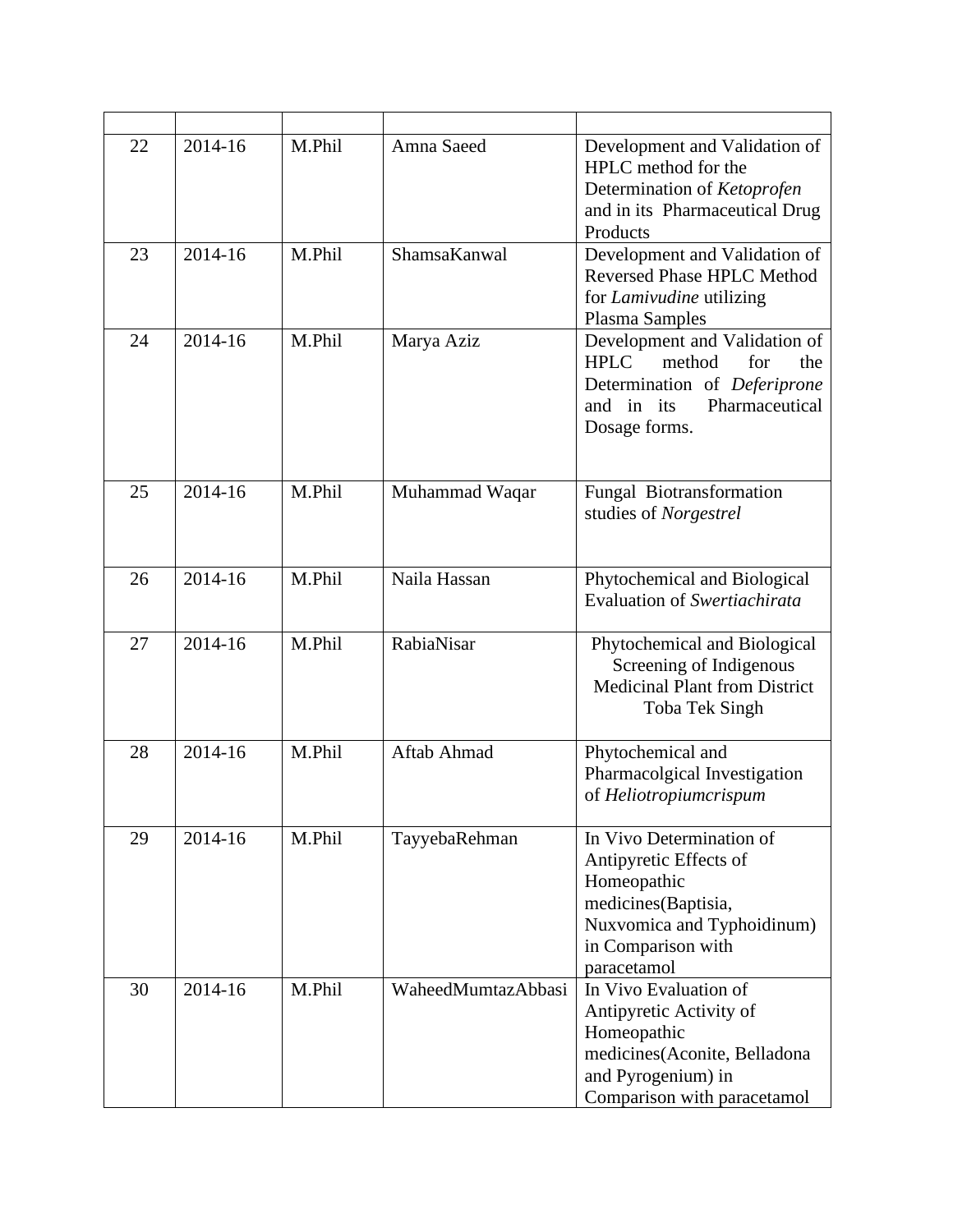| | | | | |
|---|---|---|---|---|
| 22 | 2014-16 | M.Phil | Amna Saeed | Development and Validation of HPLC method for the Determination of *Ketoprofen* and in its Pharmaceutical Drug Products |
| 23 | 2014-16 | M.Phil | ShamsaKanwal | Development and Validation of Reversed Phase HPLC Method for *Lamivudine* utilizing Plasma Samples |
| 24 | 2014-16 | M.Phil | Marya Aziz | Development and Validation of HPLC method for the Determination of *Deferiprone* and in its Pharmaceutical Dosage forms. |
| 25 | 2014-16 | M.Phil | Muhammad Waqar | Fungal Biotransformation studies of *Norgestrel* |
| 26 | 2014-16 | M.Phil | Naila Hassan | Phytochemical and Biological Evaluation of *Swertiachirata* |
| 27 | 2014-16 | M.Phil | RabiaNisar | Phytochemical and Biological Screening of Indigenous Medicinal Plant from District Toba Tek Singh |
| 28 | 2014-16 | M.Phil | Aftab Ahmad | Phytochemical and Pharmacolgical Investigation of *Heliotropiumcrispum* |
| 29 | 2014-16 | M.Phil | TayyebaRehman | In Vivo Determination of Antipyretic Effects of Homeopathic medicines(Baptisia, Nuxvomica and Typhoidinum) in Comparison with paracetamol |
| 30 | 2014-16 | M.Phil | WaheedMumtazAbbasi | In Vivo Evaluation of Antipyretic Activity of Homeopathic medicines(Aconite, Belladona and Pyrogenium) in Comparison with paracetamol |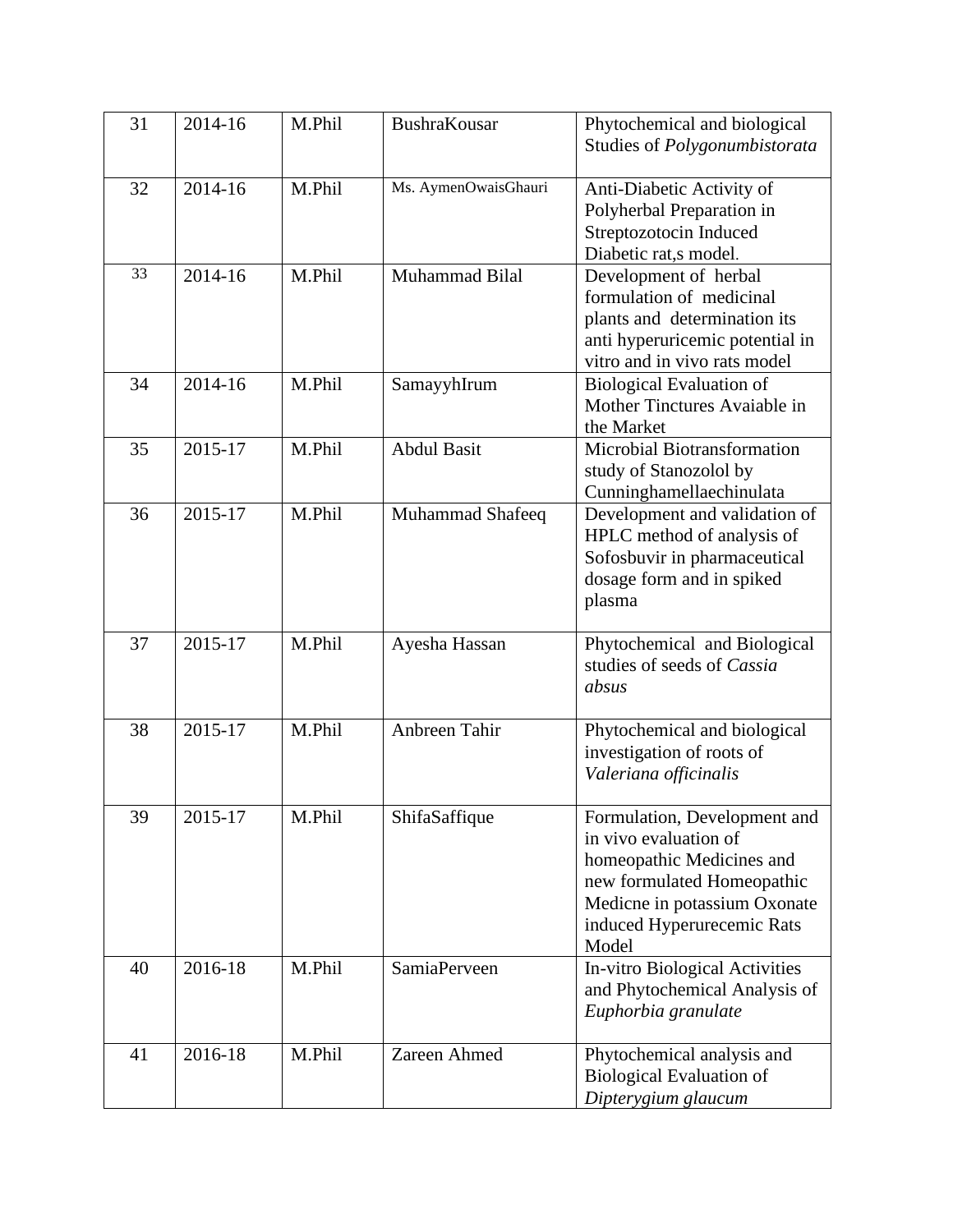| 31 | 2014-16 | M.Phil | BushraKousar | Phytochemical and biological Studies of *Polygonumbistorata* |
|---|---|---|---|---|
| 32 | 2014-16 | M.Phil | Ms. AymenOwaisGhauri | Anti-Diabetic Activity of Polyherbal Preparation in Streptozotocin Induced Diabetic rat,s model. |
| 33 | 2014-16 | M.Phil | Muhammad Bilal | Development of herbal formulation of medicinal plants and determination its anti hyperuricemic potential in vitro and in vivo rats model |
| 34 | 2014-16 | M.Phil | SamayyhIrum | Biological Evaluation of Mother Tinctures Avaiable in the Market |
| 35 | 2015-17 | M.Phil | Abdul Basit | Microbial Biotransformation study of Stanozolol by Cunninghamellaechinulata |
| 36 | 2015-17 | M.Phil | Muhammad Shafeeq | Development and validation of HPLC method of analysis of Sofosbuvir in pharmaceutical dosage form and in spiked plasma |
| 37 | 2015-17 | M.Phil | Ayesha Hassan | Phytochemical and Biological studies of seeds of *Cassia absus* |
| 38 | 2015-17 | M.Phil | Anbreen Tahir | Phytochemical and biological investigation of roots of *Valeriana officinalis* |
| 39 | 2015-17 | M.Phil | ShifaSaffique | Formulation, Development and in vivo evaluation of homeopathic Medicines and new formulated Homeopathic Medicne in potassium Oxonate induced Hyperurecemic Rats Model |
| 40 | 2016-18 | M.Phil | SamiaPerveen | In-vitro Biological Activities and Phytochemical Analysis of *Euphorbia granulate* |
| 41 | 2016-18 | M.Phil | Zareen Ahmed | Phytochemical analysis and Biological Evaluation of *Dipterygium glaucum* |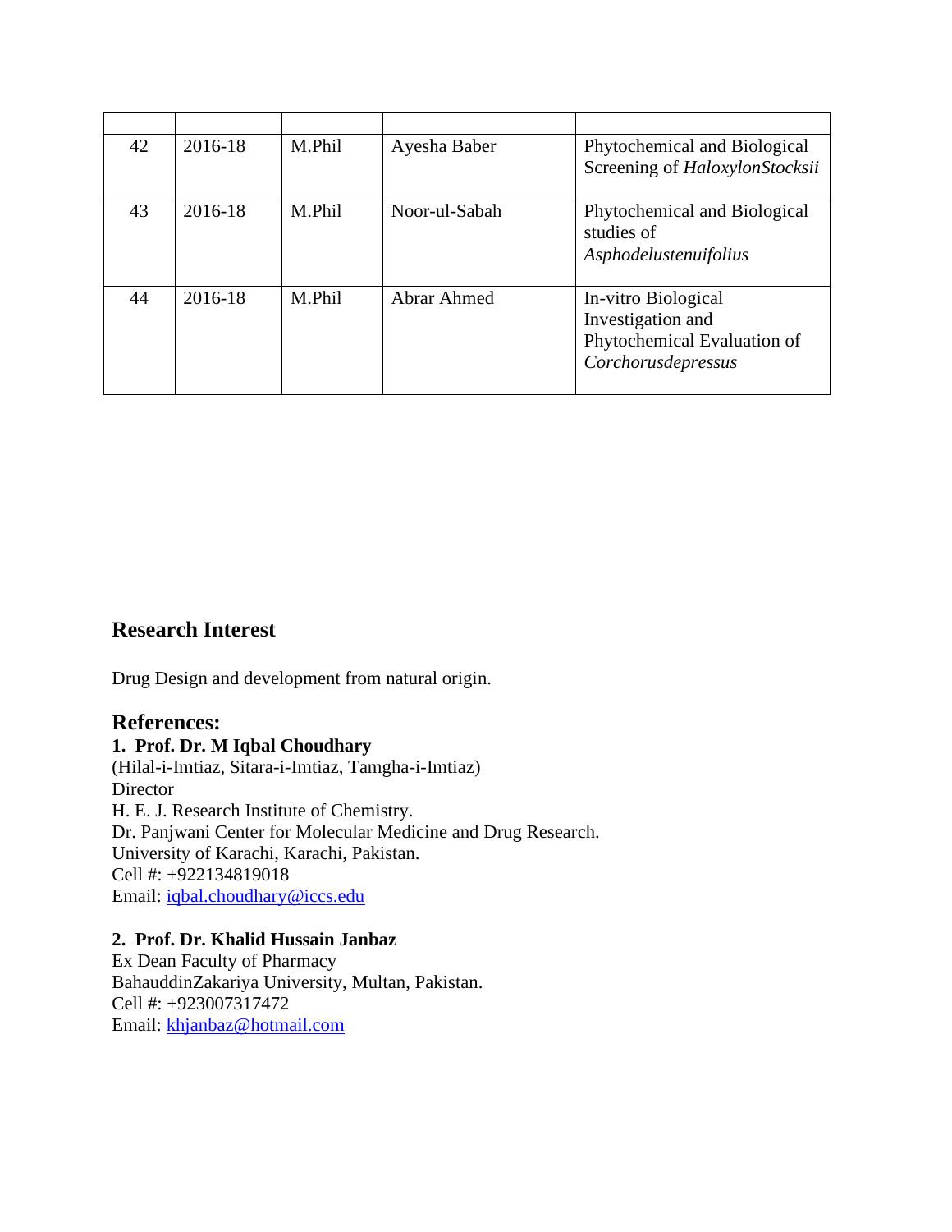| | | | | |
|---|---|---|---|---|
| 42 | 2016-18 | M.Phil | Ayesha Baber | Phytochemical and Biological Screening of *HaloxylonStocksii* |
| 43 | 2016-18 | M.Phil | Noor-ul-Sabah | Phytochemical and Biological studies of *Asphodelustenuifolius* |
| 44 | 2016-18 | M.Phil | Abrar Ahmed | In-vitro Biological Investigation and Phytochemical Evaluation of *Corchorusdepressus* |

## Research Interest

Drug Design and development from natural origin.

## References:

**1. Prof. Dr. M Iqbal Choudhary**
(Hilal-i-Imtiaz, Sitara-i-Imtiaz, Tamgha-i-Imtiaz)
Director
H. E. J. Research Institute of Chemistry.
Dr. Panjwani Center for Molecular Medicine and Drug Research.
University of Karachi, Karachi, Pakistan.
Cell #: +922134819018
Email: iqbal.choudhary@iccs.edu

**2. Prof. Dr. Khalid Hussain Janbaz**
Ex Dean Faculty of Pharmacy
BahauddinZakariya University, Multan, Pakistan.
Cell #: +923007317472
Email: khjanbaz@hotmail.com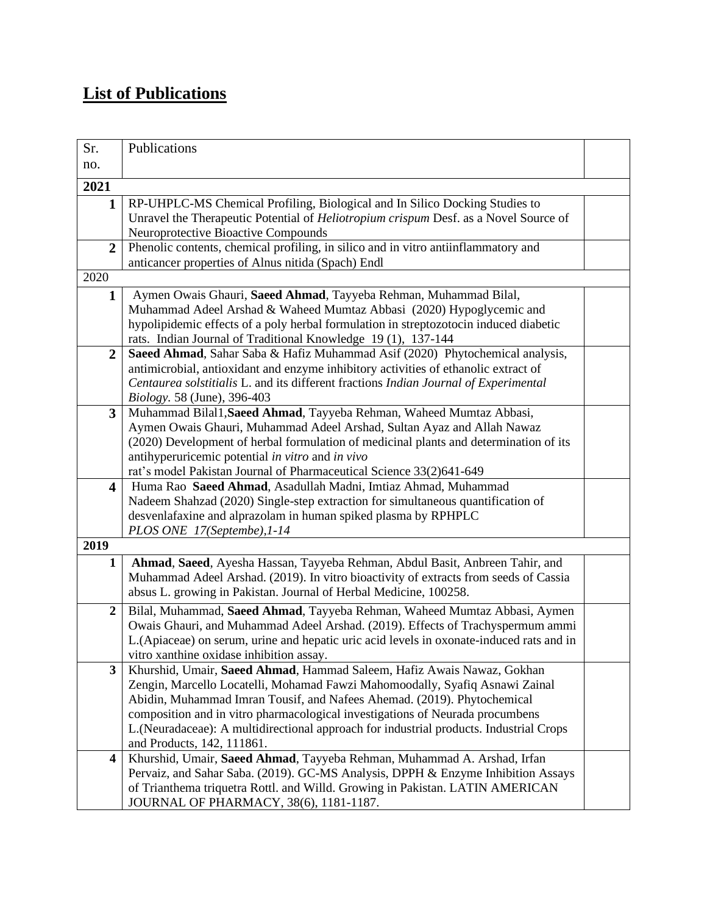# List of Publications

| Sr. no. | Publications | |
|---|---|---|
| **2021** | | |
| **1** | RP-UHPLC-MS Chemical Profiling, Biological and In Silico Docking Studies to Unravel the Therapeutic Potential of *Heliotropium crispum* Desf. as a Novel Source of Neuroprotective Bioactive Compounds | |
| **2** | Phenolic contents, chemical profiling, in silico and in vitro antiinflammatory and anticancer properties of Alnus nitida (Spach) Endl | |
| 2020 | | |
| **1** | Aymen Owais Ghauri, **Saeed Ahmad**, Tayyeba Rehman, Muhammad Bilal, Muhammad Adeel Arshad & Waheed Mumtaz Abbasi (2020) Hypoglycemic and hypolipidemic effects of a poly herbal formulation in streptozotocin induced diabetic rats. Indian Journal of Traditional Knowledge 19 (1), 137-144 | |
| **2** | **Saeed Ahmad**, Sahar Saba & Hafiz Muhammad Asif (2020) Phytochemical analysis, antimicrobial, antioxidant and enzyme inhibitory activities of ethanolic extract of *Centaurea solstitialis* L. and its different fractions *Indian Journal of Experimental Biology*. 58 (June), 396-403 | |
| **3** | Muhammad Bilal1,**Saeed Ahmad**, Tayyeba Rehman, Waheed Mumtaz Abbasi, Aymen Owais Ghauri, Muhammad Adeel Arshad, Sultan Ayaz and Allah Nawaz (2020) Development of herbal formulation of medicinal plants and determination of its antihyperuricemic potential *in vitro* and *in vivo* rat's model Pakistan Journal of Pharmaceutical Science 33(2)641-649 | |
| **4** | Huma Rao **Saeed Ahmad**, Asadullah Madni, Imtiaz Ahmad, Muhammad Nadeem Shahzad (2020) Single-step extraction for simultaneous quantification of desvenlafaxine and alprazolam in human spiked plasma by RPHPLC *PLOS ONE 17(Septembe),1-14* | |
| **2019** | | |
| **1** | **Ahmad**, **Saeed**, Ayesha Hassan, Tayyeba Rehman, Abdul Basit, Anbreen Tahir, and Muhammad Adeel Arshad. (2019). In vitro bioactivity of extracts from seeds of Cassia absus L. growing in Pakistan. Journal of Herbal Medicine, 100258. | |
| **2** | Bilal, Muhammad, **Saeed Ahmad**, Tayyeba Rehman, Waheed Mumtaz Abbasi, Aymen Owais Ghauri, and Muhammad Adeel Arshad. (2019). Effects of Trachyspermum ammi L.(Apiaceae) on serum, urine and hepatic uric acid levels in oxonate-induced rats and in vitro xanthine oxidase inhibition assay. | |
| **3** | Khurshid, Umair, **Saeed Ahmad**, Hammad Saleem, Hafiz Awais Nawaz, Gokhan Zengin, Marcello Locatelli, Mohamad Fawzi Mahomoodally, Syafiq Asnawi Zainal Abidin, Muhammad Imran Tousif, and Nafees Ahemad. (2019). Phytochemical composition and in vitro pharmacological investigations of Neurada procumbens L.(Neuradaceae): A multidirectional approach for industrial products. Industrial Crops and Products, 142, 111861. | |
| **4** | Khurshid, Umair, **Saeed Ahmad**, Tayyeba Rehman, Muhammad A. Arshad, Irfan Pervaiz, and Sahar Saba. (2019). GC-MS Analysis, DPPH & Enzyme Inhibition Assays of Trianthema triquetra Rottl. and Willd. Growing in Pakistan. LATIN AMERICAN JOURNAL OF PHARMACY, 38(6), 1181-1187. | |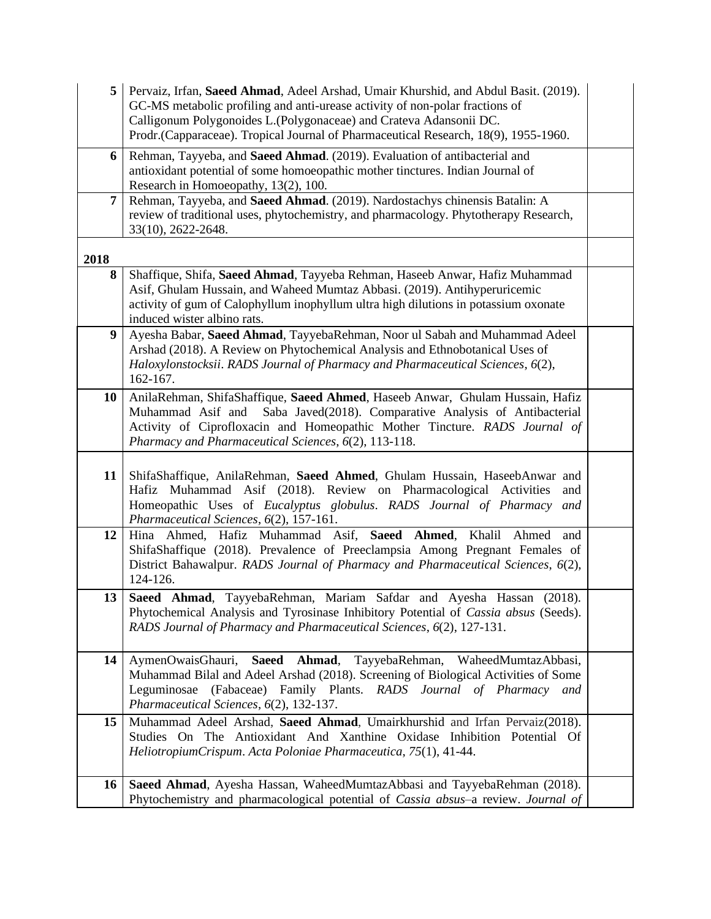| | | |
|---|---|---|
| **5** | Pervaiz, Irfan, **Saeed Ahmad**, Adeel Arshad, Umair Khurshid, and Abdul Basit. (2019). GC-MS metabolic profiling and anti-urease activity of non-polar fractions of Calligonum Polygonoides L.(Polygonaceae) and Crateva Adansonii DC. Prodr.(Capparaceae). Tropical Journal of Pharmaceutical Research, 18(9), 1955-1960. | |
| **6** | Rehman, Tayyeba, and **Saeed Ahmad**. (2019). Evaluation of antibacterial and antioxidant potential of some homoeopathic mother tinctures. Indian Journal of Research in Homoeopathy, 13(2), 100. | |
| **7** | Rehman, Tayyeba, and **Saeed Ahmad**. (2019). Nardostachys chinensis Batalin: A review of traditional uses, phytochemistry, and pharmacology. Phytotherapy Research, 33(10), 2622-2648. | |
| **2018** | | |
| **8** | Shaffique, Shifa, **Saeed Ahmad**, Tayyeba Rehman, Haseeb Anwar, Hafiz Muhammad Asif, Ghulam Hussain, and Waheed Mumtaz Abbasi. (2019). Antihyperuricemic activity of gum of Calophyllum inophyllum ultra high dilutions in potassium oxonate induced wister albino rats. | |
| **9** | Ayesha Babar, **Saeed Ahmad**, TayyebaRehman, Noor ul Sabah and Muhammad Adeel Arshad (2018). A Review on Phytochemical Analysis and Ethnobotanical Uses of *Haloxylonstocksii*. *RADS Journal of Pharmacy and Pharmaceutical Sciences*, *6*(2), 162-167. | |
| **10** | AnilaRehman, ShifaShaffique, **Saeed Ahmed**, Haseeb Anwar, Ghulam Hussain, Hafiz Muhammad Asif and Saba Javed(2018). Comparative Analysis of Antibacterial Activity of Ciprofloxacin and Homeopathic Mother Tincture. *RADS Journal of Pharmacy and Pharmaceutical Sciences*, *6*(2), 113-118. | |
| **11** | ShifaShaffique, AnilaRehman, **Saeed Ahmed**, Ghulam Hussain, HaseebAnwar and Hafiz Muhammad Asif (2018). Review on Pharmacological Activities and Homeopathic Uses of *Eucalyptus globulus*. *RADS Journal of Pharmacy and Pharmaceutical Sciences*, *6*(2), 157-161. | |
| **12** | Hina Ahmed, Hafiz Muhammad Asif, **Saeed Ahmed**, Khalil Ahmed and ShifaShaffique (2018). Prevalence of Preeclampsia Among Pregnant Females of District Bahawalpur. *RADS Journal of Pharmacy and Pharmaceutical Sciences*, *6*(2), 124-126. | |
| **13** | **Saeed Ahmad**, TayyebaRehman, Mariam Safdar and Ayesha Hassan (2018). Phytochemical Analysis and Tyrosinase Inhibitory Potential of *Cassia absus* (Seeds). *RADS Journal of Pharmacy and Pharmaceutical Sciences*, *6*(2), 127-131. | |
| **14** | AymenOwaisGhauri, **Saeed Ahmad**, TayyebaRehman, WaheedMumtazAbbasi, Muhammad Bilal and Adeel Arshad (2018). Screening of Biological Activities of Some Leguminosae (Fabaceae) Family Plants. *RADS Journal of Pharmacy and Pharmaceutical Sciences*, *6*(2), 132-137. | |
| **15** | Muhammad Adeel Arshad, **Saeed Ahmad**, Umairkhurshid and Irfan Pervaiz(2018). Studies On The Antioxidant And Xanthine Oxidase Inhibition Potential Of *HeliotropiumCrispum*. *Acta Poloniae Pharmaceutica*, *75*(1), 41-44. | |
| **16** | **Saeed Ahmad**, Ayesha Hassan, WaheedMumtazAbbasi and TayyebaRehman (2018). Phytochemistry and pharmacological potential of *Cassia absus*–a review. *Journal of* | |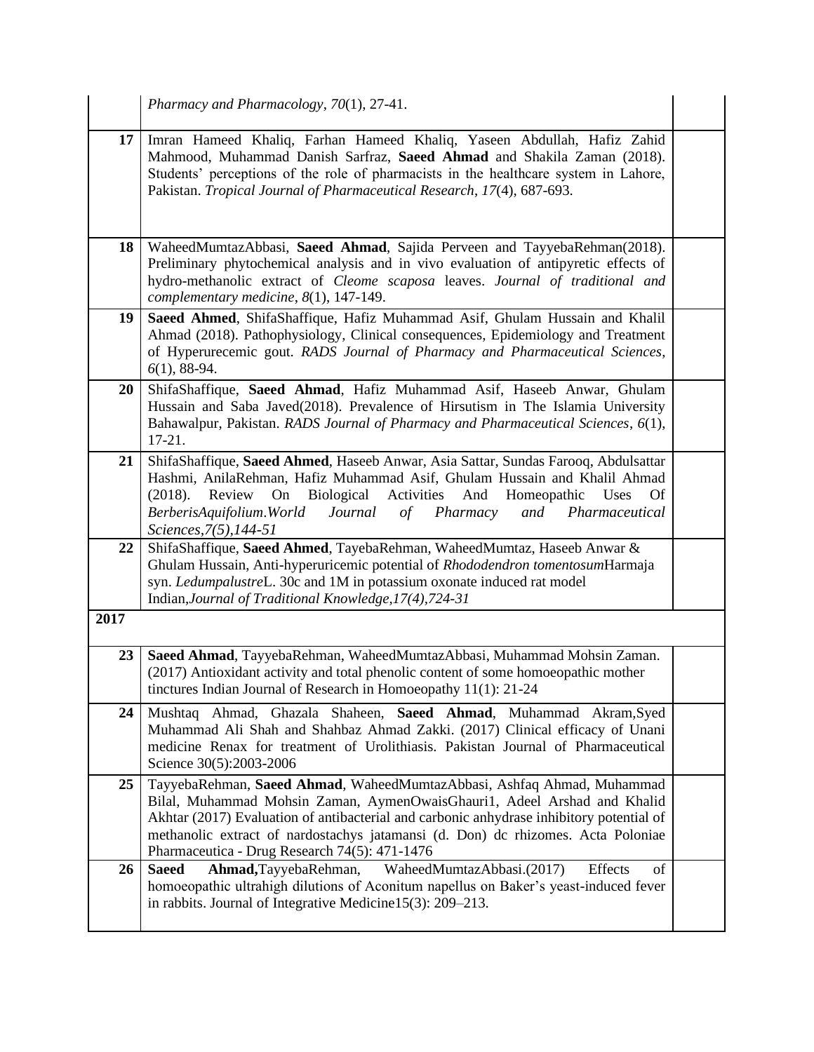| | | |
|---|---|---|
| | *Pharmacy and Pharmacology*, *70*(1), 27-41. | |
| **17** | Imran Hameed Khaliq, Farhan Hameed Khaliq, Yaseen Abdullah, Hafiz Zahid Mahmood, Muhammad Danish Sarfraz, **Saeed Ahmad** and Shakila Zaman (2018). Students' perceptions of the role of pharmacists in the healthcare system in Lahore, Pakistan. *Tropical Journal of Pharmaceutical Research*, *17*(4), 687-693. | |
| **18** | WaheedMumtazAbbasi, **Saeed Ahmad**, Sajida Perveen and TayyebaRehman(2018). Preliminary phytochemical analysis and in vivo evaluation of antipyretic effects of hydro-methanolic extract of *Cleome scaposa* leaves. *Journal of traditional and complementary medicine*, *8*(1), 147-149. | |
| **19** | **Saeed Ahmed**, ShifaShaffique, Hafiz Muhammad Asif, Ghulam Hussain and Khalil Ahmad (2018). Pathophysiology, Clinical consequences, Epidemiology and Treatment of Hyperurecemic gout. *RADS Journal of Pharmacy and Pharmaceutical Sciences*, *6*(1), 88-94. | |
| **20** | ShifaShaffique, **Saeed Ahmad**, Hafiz Muhammad Asif, Haseeb Anwar, Ghulam Hussain and Saba Javed(2018). Prevalence of Hirsutism in The Islamia University Bahawalpur, Pakistan. *RADS Journal of Pharmacy and Pharmaceutical Sciences*, *6*(1), 17-21. | |
| **21** | ShifaShaffique, **Saeed Ahmed**, Haseeb Anwar, Asia Sattar, Sundas Farooq, Abdulsattar Hashmi, AnilaRehman, Hafiz Muhammad Asif, Ghulam Hussain and Khalil Ahmad (2018). Review On Biological Activities And Homeopathic Uses Of *BerberisAquifolium*.*World Journal of Pharmacy and Pharmaceutical Sciences,7(5),144-51* | |
| **22** | ShifaShaffique, **Saeed Ahmed**, TayebaRehman, WaheedMumtaz, Haseeb Anwar & Ghulam Hussain, Anti-hyperuricemic potential of *Rhododendron tomentosum*Harmaja syn. *Ledumpalustre*L. 30c and 1M in potassium oxonate induced rat model Indian,*Journal of Traditional Knowledge,17(4),724-31* | |
| **2017** | | |
| **23** | **Saeed Ahmad**, TayyebaRehman, WaheedMumtazAbbasi, Muhammad Mohsin Zaman. (2017) Antioxidant activity and total phenolic content of some homoeopathic mother tinctures Indian Journal of Research in Homoeopathy 11(1): 21-24 | |
| **24** | Mushtaq Ahmad, Ghazala Shaheen, **Saeed Ahmad**, Muhammad Akram,Syed Muhammad Ali Shah and Shahbaz Ahmad Zakki. (2017) Clinical efficacy of Unani medicine Renax for treatment of Urolithiasis. Pakistan Journal of Pharmaceutical Science 30(5):2003-2006 | |
| **25** | TayyebaRehman, **Saeed Ahmad**, WaheedMumtazAbbasi, Ashfaq Ahmad, Muhammad Bilal, Muhammad Mohsin Zaman, AymenOwaisGhauri1, Adeel Arshad and Khalid Akhtar (2017) Evaluation of antibacterial and carbonic anhydrase inhibitory potential of methanolic extract of nardostachys jatamansi (d. Don) dc rhizomes. Acta Poloniae Pharmaceutica - Drug Research 74(5): 471-1476 | |
| **26** | **Saeed Ahmad,**TayyebaRehman, WaheedMumtazAbbasi.(2017) Effects of homoeopathic ultrahigh dilutions of Aconitum napellus on Baker's yeast-induced fever in rabbits. Journal of Integrative Medicine15(3): 209–213. | |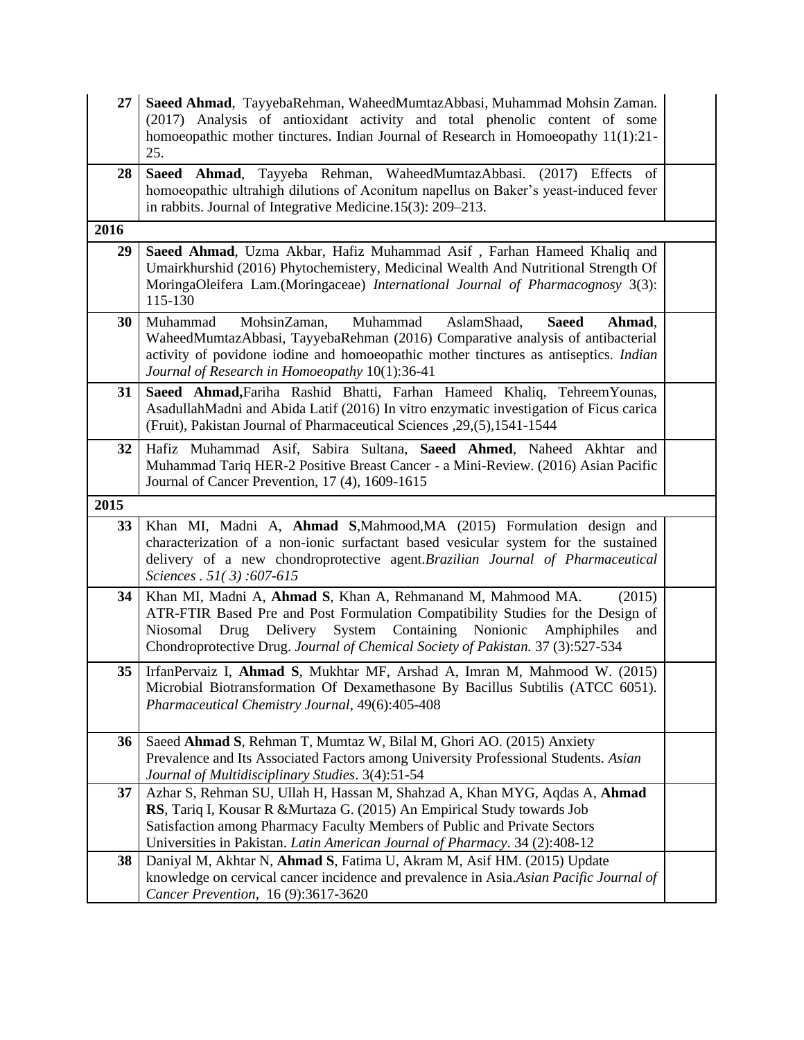| | | |
|---|---|---|
| **27** | **Saeed Ahmad**, TayyebaRehman, WaheedMumtazAbbasi, Muhammad Mohsin Zaman. (2017) Analysis of antioxidant activity and total phenolic content of some homoeopathic mother tinctures. Indian Journal of Research in Homoeopathy 11(1):21-25. | |
| **28** | **Saeed Ahmad**, Tayyeba Rehman, WaheedMumtazAbbasi. (2017) Effects of homoeopathic ultrahigh dilutions of Aconitum napellus on Baker's yeast-induced fever in rabbits. Journal of Integrative Medicine.15(3): 209–213. | |
| **2016** | | |
| **29** | **Saeed Ahmad**, Uzma Akbar, Hafiz Muhammad Asif , Farhan Hameed Khaliq and Umairkhurshid (2016) Phytochemistery, Medicinal Wealth And Nutritional Strength Of MoringaOleifera Lam.(Moringaceae) *International Journal of Pharmacognosy* 3(3): 115-130 | |
| **30** | Muhammad MohsinZaman, Muhammad AslamShaad, **Saeed Ahmad**, WaheedMumtazAbbasi, TayyebaRehman (2016) Comparative analysis of antibacterial activity of povidone iodine and homoeopathic mother tinctures as antiseptics. *Indian Journal of Research in Homoeopathy* 10(1):36-41 | |
| **31** | **Saeed Ahmad,**Fariha Rashid Bhatti, Farhan Hameed Khaliq, TehreemYounas, AsadullahMadni and Abida Latif (2016) In vitro enzymatic investigation of Ficus carica (Fruit), Pakistan Journal of Pharmaceutical Sciences ,29,(5),1541-1544 | |
| **32** | Hafiz Muhammad Asif, Sabira Sultana, **Saeed Ahmed**, Naheed Akhtar and Muhammad Tariq HER-2 Positive Breast Cancer - a Mini-Review. (2016) Asian Pacific Journal of Cancer Prevention, 17 (4), 1609-1615 | |
| **2015** | | |
| **33** | Khan MI, Madni A, **Ahmad S**,Mahmood,MA (2015) Formulation design and characterization of a non-ionic surfactant based vesicular system for the sustained delivery of a new chondroprotective agent.*Brazilian Journal of Pharmaceutical Sciences . 51( 3) :607-615* | |
| **34** | Khan MI, Madni A, **Ahmad S**, Khan A, Rehmanand M, Mahmood MA. (2015) ATR-FTIR Based Pre and Post Formulation Compatibility Studies for the Design of Niosomal Drug Delivery System Containing Nonionic Amphiphiles and Chondroprotective Drug. *Journal of Chemical Society of Pakistan.* 37 (3):527-534 | |
| **35** | IrfanPervaiz I, **Ahmad S**, Mukhtar MF, Arshad A, Imran M, Mahmood W. (2015) Microbial Biotransformation Of Dexamethasone By Bacillus Subtilis (ATCC 6051). *Pharmaceutical Chemistry Journal*, 49(6):405-408 | |
| **36** | Saeed **Ahmad S**, Rehman T, Mumtaz W, Bilal M, Ghori AO. (2015) Anxiety Prevalence and Its Associated Factors among University Professional Students. *Asian Journal of Multidisciplinary Studies*. 3(4):51-54 | |
| **37** | Azhar S, Rehman SU, Ullah H, Hassan M, Shahzad A, Khan MYG, Aqdas A, **Ahmad RS**, Tariq I, Kousar R &Murtaza G. (2015) An Empirical Study towards Job Satisfaction among Pharmacy Faculty Members of Public and Private Sectors Universities in Pakistan. *Latin American Journal of Pharmacy*. 34 (2):408-12 | |
| **38** | Daniyal M, Akhtar N, **Ahmad S**, Fatima U, Akram M, Asif HM. (2015) Update knowledge on cervical cancer incidence and prevalence in Asia.*Asian Pacific Journal of Cancer Prevention*, 16 (9):3617-3620 | |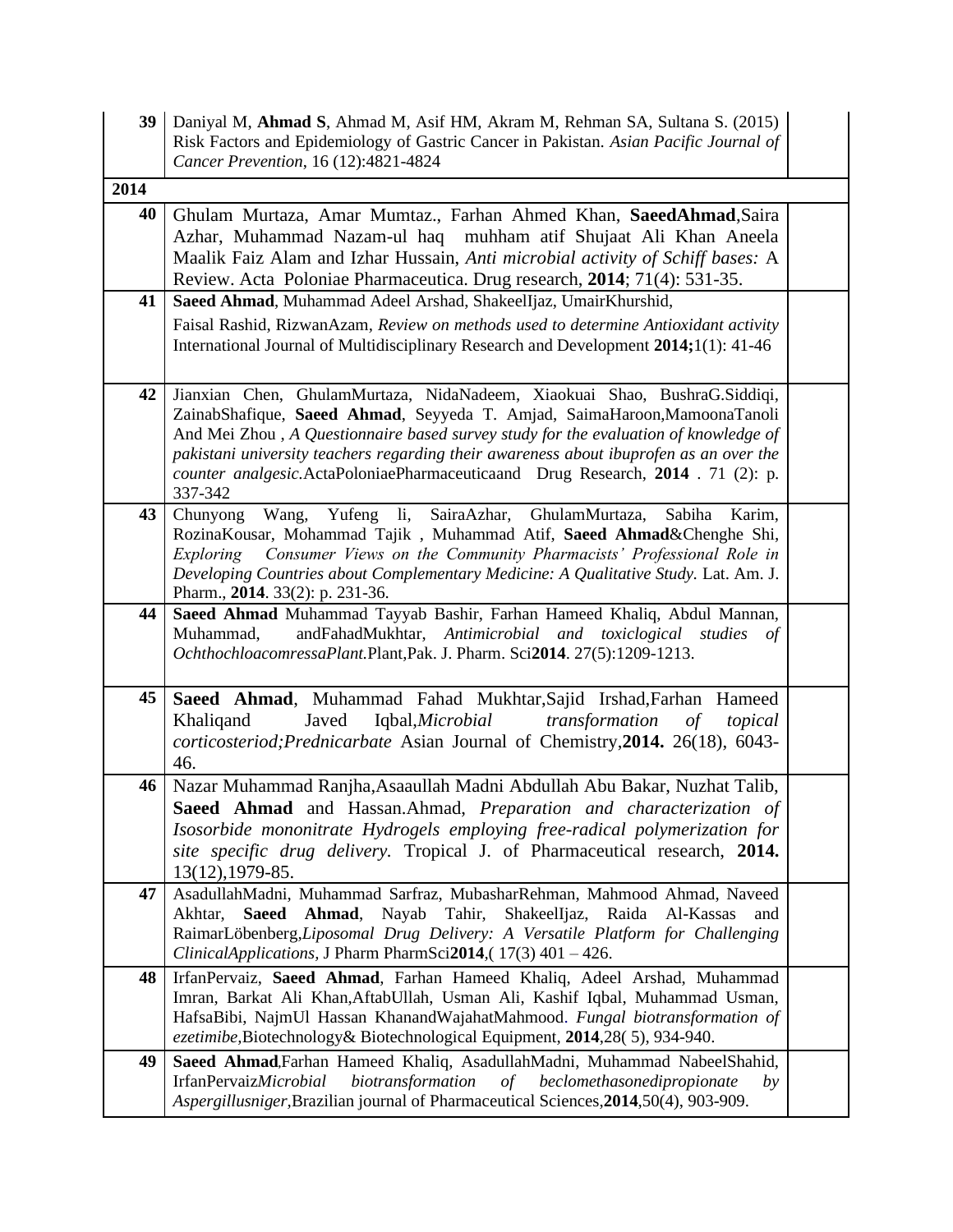| | | |
|---|---|---|
| **39** | Daniyal M, **Ahmad S**, Ahmad M, Asif HM, Akram M, Rehman SA, Sultana S. (2015) Risk Factors and Epidemiology of Gastric Cancer in Pakistan. *Asian Pacific Journal of Cancer Prevention*, 16 (12):4821-4824 | |
| **2014** | | |
| **40** | Ghulam Murtaza, Amar Mumtaz., Farhan Ahmed Khan, **SaeedAhmad**,Saira Azhar, Muhammad Nazam-ul haq muhham atif Shujaat Ali Khan Aneela Maalik Faiz Alam and Izhar Hussain, *Anti microbial activity of Schiff bases:* A Review. Acta Poloniae Pharmaceutica. Drug research, **2014**; 71(4): 531-35. | |
| **41** | **Saeed Ahmad**, Muhammad Adeel Arshad, ShakeelIjaz, UmairKhurshid, Faisal Rashid, RizwanAzam, *Review on methods used to determine Antioxidant activity* International Journal of Multidisciplinary Research and Development **2014;**1(1): 41-46 | |
| **42** | Jianxian Chen, GhulamMurtaza, NidaNadeem, Xiaokuai Shao, BushraG.Siddiqi, ZainabShafique, **Saeed Ahmad**, Seyyeda T. Amjad, SaimaHaroon,MamoonaTanoli And Mei Zhou , *A Questionnaire based survey study for the evaluation of knowledge of pakistani university teachers regarding their awareness about ibuprofen as an over the counter analgesic.*ActaPoloniaePharmaceuticaand Drug Research, **2014** . 71 (2): p. 337-342 | |
| **43** | Chunyong Wang, Yufeng li, SairaAzhar, GhulamMurtaza, Sabiha Karim, RozinaKousar, Mohammad Tajik , Muhammad Atif, **Saeed Ahmad**&Chenghe Shi, *Exploring Consumer Views on the Community Pharmacists' Professional Role in Developing Countries about Complementary Medicine: A Qualitative Study.* Lat. Am. J. Pharm., **2014**. 33(2): p. 231-36. | |
| **44** | **Saeed Ahmad** Muhammad Tayyab Bashir, Farhan Hameed Khaliq, Abdul Mannan, Muhammad, andFahadMukhtar, *Antimicrobial and toxiclogical studies of OchthochloacomressaPlant.*Plant,Pak. J. Pharm. Sci**2014**. 27(5):1209-1213. | |
| **45** | **Saeed Ahmad**, Muhammad Fahad Mukhtar,Sajid Irshad,Farhan Hameed Khaliqand Javed Iqbal,*Microbial transformation of topical corticosteriod;Prednicarbate* Asian Journal of Chemistry,**2014.** 26(18), 6043-46. | |
| **46** | Nazar Muhammad Ranjha,Asaaullah Madni Abdullah Abu Bakar, Nuzhat Talib, **Saeed Ahmad** and Hassan.Ahmad, *Preparation and characterization of Isosorbide mononitrate Hydrogels employing free-radical polymerization for site specific drug delivery.* Tropical J. of Pharmaceutical research, **2014.** 13(12),1979-85. | |
| **47** | AsadullahMadni, Muhammad Sarfraz, MubasharRehman, Mahmood Ahmad, Naveed Akhtar, **Saeed Ahmad**, Nayab Tahir, ShakeelIjaz, Raida Al-Kassas and RaimarLöbenberg,*Liposomal Drug Delivery: A Versatile Platform for Challenging ClinicalApplications,* J Pharm PharmSci**2014**,( 17(3) 401 – 426. | |
| **48** | IrfanPervaiz, **Saeed Ahmad**, Farhan Hameed Khaliq, Adeel Arshad, Muhammad Imran, Barkat Ali Khan,AftabUllah, Usman Ali, Kashif Iqbal, Muhammad Usman, HafsaBibi, NajmUl Hassan KhanandWajahatMahmood. *Fungal biotransformation of ezetimibe,*Biotechnology& Biotechnological Equipment, **2014**,28( 5), 934-940. | |
| **49** | **Saeed Ahmad**,Farhan Hameed Khaliq, AsadullahMadni, Muhammad NabeelShahid, IrfanPervaiz*Microbial biotransformation of beclomethasonedipropionate by Aspergillusniger,*Brazilian journal of Pharmaceutical Sciences,**2014**,50(4), 903-909. | |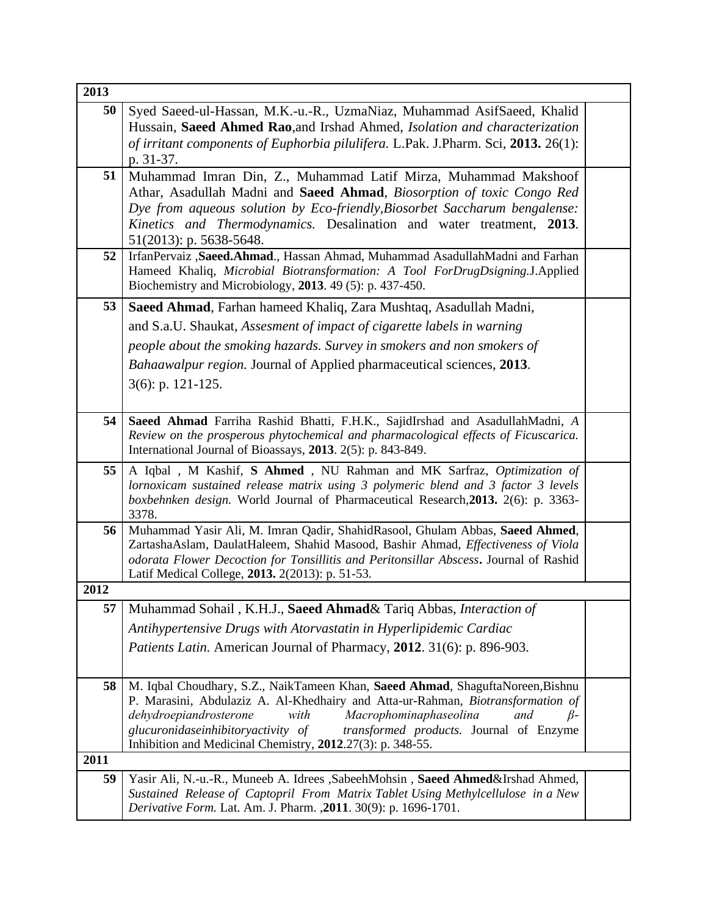| 2013 | | |
|---|---|---|
| **50** | Syed Saeed-ul-Hassan, M.K.-u.-R., UzmaNiaz, Muhammad AsifSaeed, Khalid Hussain, **Saeed Ahmed Rao**,and Irshad Ahmed, *Isolation and characterization of irritant components of Euphorbia pilulifera.* L.Pak. J.Pharm. Sci, **2013.** 26(1): p. 31-37. | |
| **51** | Muhammad Imran Din, Z., Muhammad Latif Mirza, Muhammad Makshoof Athar, Asadullah Madni and **Saeed Ahmad**, *Biosorption of toxic Congo Red Dye from aqueous solution by Eco-friendly,Biosorbet Saccharum bengalense: Kinetics and Thermodynamics.* Desalination and water treatment, **2013**. 51(2013): p. 5638-5648. | |
| **52** | IrfanPervaiz ,**Saeed.Ahmad**., Hassan Ahmad, Muhammad AsadullahMadni and Farhan Hameed Khaliq, *Microbial Biotransformation: A Tool ForDrugDsigning.*J.Applied Biochemistry and Microbiology, **2013**. 49 (5): p. 437-450. | |
| **53** | **Saeed Ahmad**, Farhan hameed Khaliq, Zara Mushtaq, Asadullah Madni, and S.a.U. Shaukat, *Assesment of impact of cigarette labels in warning people about the smoking hazards. Survey in smokers and non smokers of Bahaawalpur region.* Journal of Applied pharmaceutical sciences, **2013**. 3(6): p. 121-125. | |
| **54** | **Saeed Ahmad** Farriha Rashid Bhatti, F.H.K., SajidIrshad and AsadullahMadni, *A Review on the prosperous phytochemical and pharmacological effects of Ficuscarica.* International Journal of Bioassays, **2013**. 2(5): p. 843-849. | |
| **55** | A Iqbal , M Kashif, **S Ahmed** , NU Rahman and MK Sarfraz, *Optimization of lornoxicam sustained release matrix using 3 polymeric blend and 3 factor 3 levels boxbehnken design.* World Journal of Pharmaceutical Research,**2013.** 2(6): p. 3363-3378. | |
| **56** | Muhammad Yasir Ali, M. Imran Qadir, ShahidRasool, Ghulam Abbas, **Saeed Ahmed**, ZartashaAslam, DaulatHaleem, Shahid Masood, Bashir Ahmad, *Effectiveness of Viola odorata Flower Decoction for Tonsillitis and Peritonsillar Abscess***.** Journal of Rashid Latif Medical College, **2013.** 2(2013): p. 51-53. | |
| **2012** | | |
| **57** | Muhammad Sohail , K.H.J., **Saeed Ahmad**& Tariq Abbas, *Interaction of Antihypertensive Drugs with Atorvastatin in Hyperlipidemic Cardiac Patients Latin.* American Journal of Pharmacy, **2012**. 31(6): p. 896-903. | |
| **58** | M. Iqbal Choudhary, S.Z., NaikTameen Khan, **Saeed Ahmad**, ShaguftaNoreen,Bishnu P. Marasini, Abdulaziz A. Al-Khedhairy and Atta-ur-Rahman, *Biotransformation of dehydroepiandrosterone with Macrophominaphaseolina and β-glucuronidaseinhibitoryactivity of transformed products.* Journal of Enzyme Inhibition and Medicinal Chemistry, **2012**.27(3): p. 348-55. | |
| **2011** | | |
| **59** | Yasir Ali, N.-u.-R., Muneeb A. Idrees ,SabeehMohsin , **Saeed Ahmed**&Irshad Ahmed, *Sustained Release of Captopril From Matrix Tablet Using Methylcellulose in a New Derivative Form.* Lat. Am. J. Pharm. ,**2011**. 30(9): p. 1696-1701. | |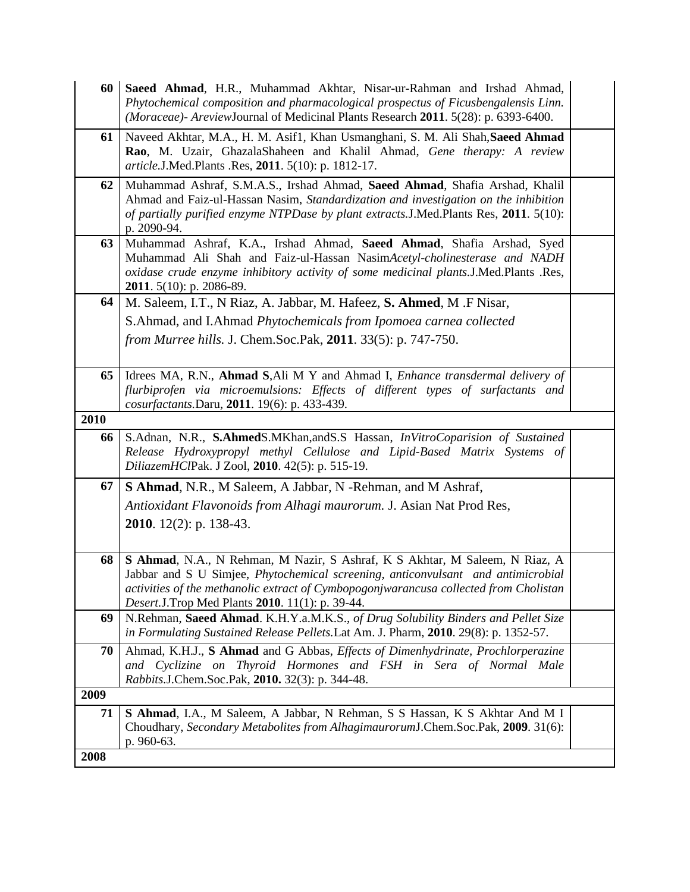| | | |
|---|---|---|
| **60** | **Saeed Ahmad**, H.R., Muhammad Akhtar, Nisar-ur-Rahman and Irshad Ahmad, *Phytochemical composition and pharmacological prospectus of Ficusbengalensis Linn. (Moraceae)- Areview*Journal of Medicinal Plants Research **2011**. 5(28): p. 6393-6400. | |
| **61** | Naveed Akhtar, M.A., H. M. Asif1, Khan Usmanghani, S. M. Ali Shah,**Saeed Ahmad Rao**, M. Uzair, GhazalaShaheen and Khalil Ahmad, *Gene therapy: A review article*.J.Med.Plants .Res, **2011**. 5(10): p. 1812-17. | |
| **62** | Muhammad Ashraf, S.M.A.S., Irshad Ahmad, **Saeed Ahmad**, Shafia Arshad, Khalil Ahmad and Faiz-ul-Hassan Nasim, *Standardization and investigation on the inhibition of partially purified enzyme NTPDase by plant extracts*.J.Med.Plants Res, **2011**. 5(10): p. 2090-94. | |
| **63** | Muhammad Ashraf, K.A., Irshad Ahmad, **Saeed Ahmad**, Shafia Arshad, Syed Muhammad Ali Shah and Faiz-ul-Hassan Nasim*Acetyl-cholinesterase and NADH oxidase crude enzyme inhibitory activity of some medicinal plants*.J.Med.Plants .Res, **2011**. 5(10): p. 2086-89. | |
| **64** | M. Saleem, I.T., N Riaz, A. Jabbar, M. Hafeez, **S. Ahmed**, M .F Nisar, S.Ahmad, and I.Ahmad *Phytochemicals from Ipomoea carnea collected from Murree hills.* J. Chem.Soc.Pak, **2011**. 33(5): p. 747-750. | |
| **65** | Idrees MA, R.N., **Ahmad S**,Ali M Y and Ahmad I, *Enhance transdermal delivery of flurbiprofen via microemulsions: Effects of different types of surfactants and cosurfactants*.Daru, **2011**. 19(6): p. 433-439. | |
| **2010** | | |
| **66** | S.Adnan, N.R., **S.Ahmed**S.MKhan,andS.S Hassan, *InVitroCoparision of Sustained Release Hydroxypropyl methyl Cellulose and Lipid-Based Matrix Systems of DiliazemHCl*Pak. J Zool, **2010**. 42(5): p. 515-19. | |
| **67** | **S Ahmad**, N.R., M Saleem, A Jabbar, N -Rehman, and M Ashraf, *Antioxidant Flavonoids from Alhagi maurorum.* J. Asian Nat Prod Res, **2010**. 12(2): p. 138-43. | |
| **68** | **S Ahmad**, N.A., N Rehman, M Nazir, S Ashraf, K S Akhtar, M Saleem, N Riaz, A Jabbar and S U Simjee, *Phytochemical screening, anticonvulsant and antimicrobial activities of the methanolic extract of Cymbopogonjwarancusa collected from Cholistan Desert*.J.Trop Med Plants **2010**. 11(1): p. 39-44. | |
| **69** | N.Rehman, **Saeed Ahmad**. K.H.Y.a.M.K.S., *of Drug Solubility Binders and Pellet Size in Formulating Sustained Release Pellets*.Lat Am. J. Pharm, **2010**. 29(8): p. 1352-57. | |
| **70** | Ahmad, K.H.J., **S Ahmad** and G Abbas, *Effects of Dimenhydrinate, Prochlorperazine and Cyclizine on Thyroid Hormones and FSH in Sera of Normal Male Rabbits*.J.Chem.Soc.Pak, **2010.** 32(3): p. 344-48. | |
| **2009** | | |
| **71** | **S Ahmad**, I.A., M Saleem, A Jabbar, N Rehman, S S Hassan, K S Akhtar And M I Choudhary, *Secondary Metabolites from Alhagimaurorum*J.Chem.Soc.Pak, **2009**. 31(6): p. 960-63. | |
| **2008** | | |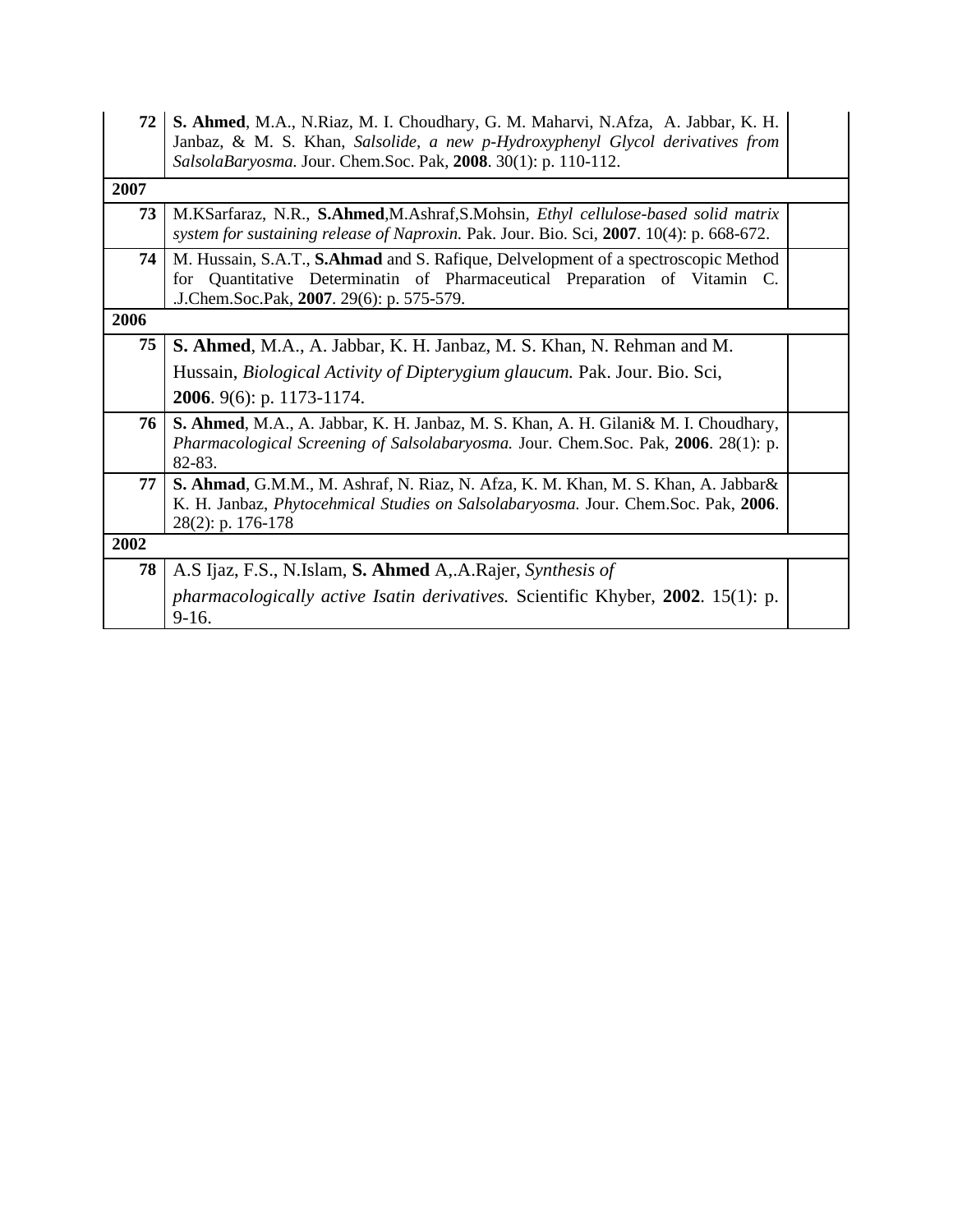| | | |
|---|---|---|
| **72** | **S. Ahmed**, M.A., N.Riaz, M. I. Choudhary, G. M. Maharvi, N.Afza, A. Jabbar, K. H. Janbaz, & M. S. Khan, *Salsolide, a new p-Hydroxyphenyl Glycol derivatives from SalsolaBaryosma.* Jour. Chem.Soc. Pak, **2008**. 30(1): p. 110-112. | |
| **2007** | | |
| **73** | M.KSarfaraz, N.R., **S.Ahmed**,M.Ashraf,S.Mohsin, *Ethyl cellulose-based solid matrix system for sustaining release of Naproxin.* Pak. Jour. Bio. Sci, **2007**. 10(4): p. 668-672. | |
| **74** | M. Hussain, S.A.T., **S.Ahmad** and S. Rafique, Delvelopment of a spectroscopic Method for Quantitative Determinatin of Pharmaceutical Preparation of Vitamin C. .J.Chem.Soc.Pak, **2007**. 29(6): p. 575-579. | |
| **2006** | | |
| **75** | **S. Ahmed**, M.A., A. Jabbar, K. H. Janbaz, M. S. Khan, N. Rehman and M. Hussain, *Biological Activity of Dipterygium glaucum.* Pak. Jour. Bio. Sci, **2006**. 9(6): p. 1173-1174. | |
| **76** | **S. Ahmed**, M.A., A. Jabbar, K. H. Janbaz, M. S. Khan, A. H. Gilani& M. I. Choudhary, *Pharmacological Screening of Salsolabaryosma.* Jour. Chem.Soc. Pak, **2006**. 28(1): p. 82-83. | |
| **77** | **S. Ahmad**, G.M.M., M. Ashraf, N. Riaz, N. Afza, K. M. Khan, M. S. Khan, A. Jabbar& K. H. Janbaz, *Phytocehmical Studies on Salsolabaryosma.* Jour. Chem.Soc. Pak, **2006**. 28(2): p. 176-178 | |
| **2002** | | |
| **78** | A.S Ijaz, F.S., N.Islam, **S. Ahmed** A,.A.Rajer, *Synthesis of pharmacologically active Isatin derivatives.* Scientific Khyber, **2002**. 15(1): p. 9-16. | |